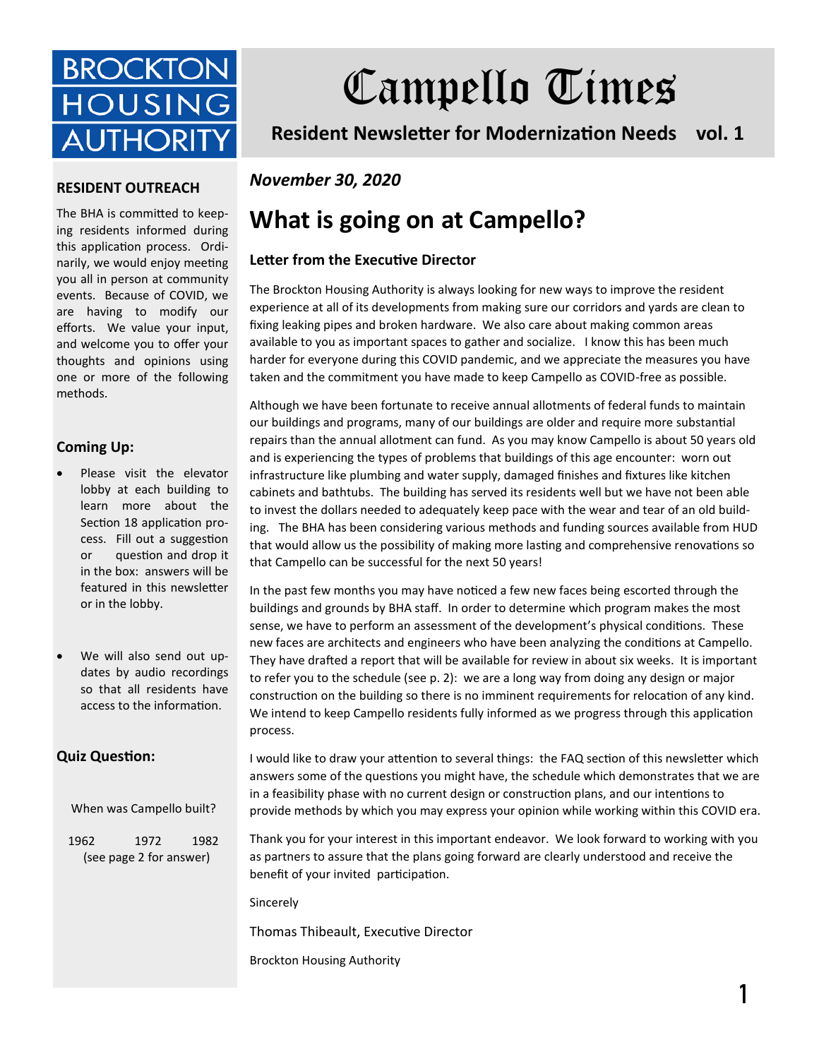# Campello Times

**Resident Newsletter for Modernization Needs vol. 1**

BROCKTON HOUSING AUTHORITY

*November 30, 2020*

## What is going on at Campello?

### Letter from the Executive Director

The Brockton Housing Authority is always looking for new ways to improve the resident experience at all of its developments from making sure our corridors and yards are clean to fixing leaking pipes and broken hardware. We also care about making common areas available to you as important spaces to gather and socialize. I know this has been much harder for everyone during this COVID pandemic, and we appreciate the measures you have taken and the commitment you have made to keep Campello as COVID-free as possible.

Although we have been fortunate to receive annual allotments of federal funds to maintain our buildings and programs, many of our buildings are older and require more substantial repairs than the annual allotment can fund. As you may know Campello is about 50 years old and is experiencing the types of problems that buildings of this age encounter: worn out infrastructure like plumbing and water supply, damaged finishes and fixtures like kitchen cabinets and bathtubs. The building has served its residents well but we have not been able to invest the dollars needed to adequately keep pace with the wear and tear of an old building. The BHA has been considering various methods and funding sources available from HUD that would allow us the possibility of making more lasting and comprehensive renovations so that Campello can be successful for the next 50 years!

In the past few months you may have noticed a few new faces being escorted through the buildings and grounds by BHA staff. In order to determine which program makes the most sense, we have to perform an assessment of the development's physical conditions. These new faces are architects and engineers who have been analyzing the conditions at Campello. They have drafted a report that will be available for review in about six weeks. It is important to refer you to the schedule (see p. 2): we are a long way from doing any design or major construction on the building so there is no imminent requirements for relocation of any kind. We intend to keep Campello residents fully informed as we progress through this application process.

I would like to draw your attention to several things: the FAQ section of this newsletter which answers some of the questions you might have, the schedule which demonstrates that we are in a feasibility phase with no current design or construction plans, and our intentions to provide methods by which you may express your opinion while working within this COVID era.

Thank you for your interest in this important endeavor. We look forward to working with you as partners to assure that the plans going forward are clearly understood and receive the benefit of your invited participation.

Sincerely

Thomas Thibeault, Executive Director

Brockton Housing Authority

### RESIDENT OUTREACH

The BHA is committed to keeping residents informed during this application process. Ordinarily, we would enjoy meeting you all in person at community events. Because of COVID, we are having to modify our efforts. We value your input, and welcome you to offer your thoughts and opinions using one or more of the following methods.

### Coming Up:

- Please visit the elevator lobby at each building to learn more about the Section 18 application process. Fill out a suggestion or question and drop it in the box: answers will be featured in this newsletter or in the lobby.
- We will also send out updates by audio recordings so that all residents have access to the information.

### Quiz Question:

When was Campello built?

1962 1972 1982
(see page 2 for answer)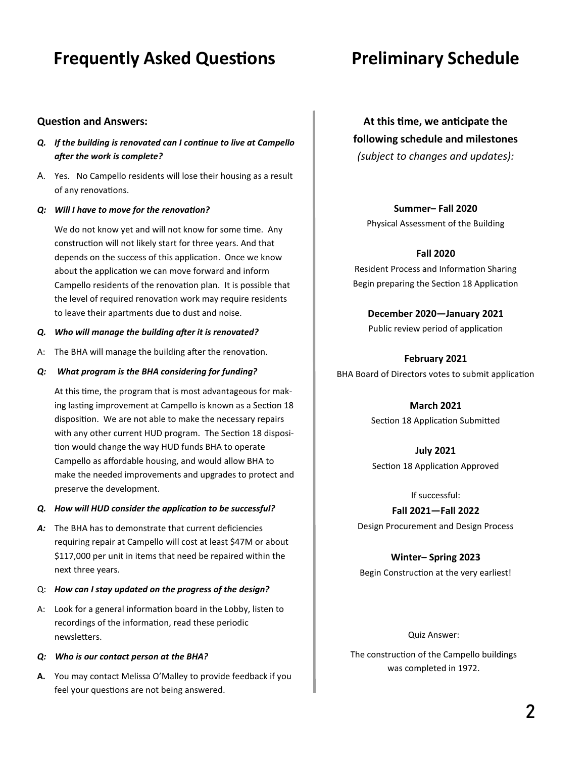# Frequently Asked Questions

### Question and Answers:

***Q. If the building is renovated can I continue to live at Campello after the work is complete?***

A. Yes. No Campello residents will lose their housing as a result of any renovations.

***Q: Will I have to move for the renovation?***

We do not know yet and will not know for some time. Any construction will not likely start for three years. And that depends on the success of this application. Once we know about the application we can move forward and inform Campello residents of the renovation plan. It is possible that the level of required renovation work may require residents to leave their apartments due to dust and noise.

***Q. Who will manage the building after it is renovated?***

A: The BHA will manage the building after the renovation.

***Q: What program is the BHA considering for funding?***

At this time, the program that is most advantageous for making lasting improvement at Campello is known as a Section 18 disposition. We are not able to make the necessary repairs with any other current HUD program. The Section 18 disposition would change the way HUD funds BHA to operate Campello as affordable housing, and would allow BHA to make the needed improvements and upgrades to protect and preserve the development.

***Q. How will HUD consider the application to be successful?***

***A:*** The BHA has to demonstrate that current deficiencies requiring repair at Campello will cost at least $47M or about $117,000 per unit in items that need be repaired within the next three years.

Q: ***How can I stay updated on the progress of the design?***

A: Look for a general information board in the Lobby, listen to recordings of the information, read these periodic newsletters.

***Q: Who is our contact person at the BHA?***

**A.** You may contact Melissa O'Malley to provide feedback if you feel your questions are not being answered.

# Preliminary Schedule

**At this time, we anticipate the following schedule and milestones** *(subject to changes and updates):*

**Summer– Fall 2020**
Physical Assessment of the Building

**Fall 2020**
Resident Process and Information Sharing
Begin preparing the Section 18 Application

**December 2020—January 2021**
Public review period of application

**February 2021**
BHA Board of Directors votes to submit application

**March 2021**
Section 18 Application Submitted

**July 2021**
Section 18 Application Approved

If successful:

**Fall 2021—Fall 2022**
Design Procurement and Design Process

**Winter– Spring 2023**
Begin Construction at the very earliest!

Quiz Answer:

The construction of the Campello buildings was completed in 1972.